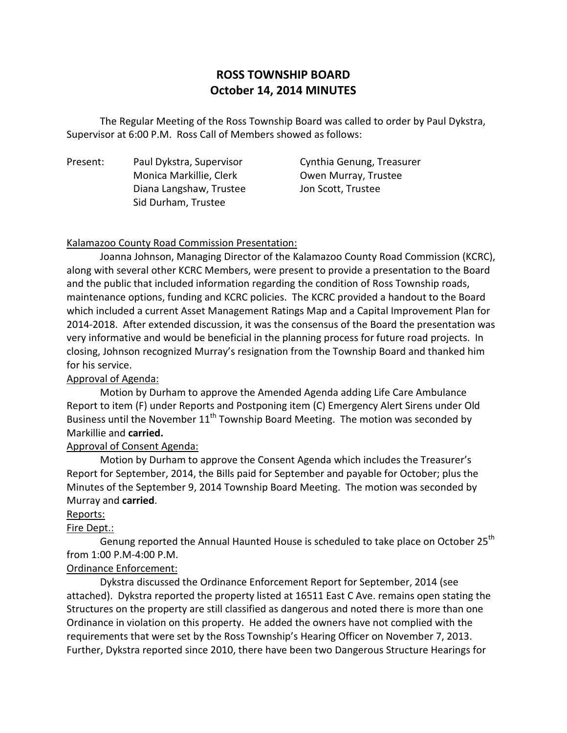# ROSS TOWNSHIP BOARD
# October 14, 2014 MINUTES

The Regular Meeting of the Ross Township Board was called to order by Paul Dykstra, Supervisor at 6:00 P.M. Ross Call of Members showed as follows:

Present:
- Paul Dykstra, Supervisor
- Monica Markillie, Clerk
- Diana Langshaw, Trustee
- Sid Durham, Trustee
- Cynthia Genung, Treasurer
- Owen Murray, Trustee
- Jon Scott, Trustee

Kalamazoo County Road Commission Presentation:

Joanna Johnson, Managing Director of the Kalamazoo County Road Commission (KCRC), along with several other KCRC Members, were present to provide a presentation to the Board and the public that included information regarding the condition of Ross Township roads, maintenance options, funding and KCRC policies. The KCRC provided a handout to the Board which included a current Asset Management Ratings Map and a Capital Improvement Plan for 2014-2018. After extended discussion, it was the consensus of the Board the presentation was very informative and would be beneficial in the planning process for future road projects. In closing, Johnson recognized Murray's resignation from the Township Board and thanked him for his service.

Approval of Agenda:

Motion by Durham to approve the Amended Agenda adding Life Care Ambulance Report to item (F) under Reports and Postponing item (C) Emergency Alert Sirens under Old Business until the November 11th Township Board Meeting. The motion was seconded by Markillie and **carried.**

Approval of Consent Agenda:

Motion by Durham to approve the Consent Agenda which includes the Treasurer's Report for September, 2014, the Bills paid for September and payable for October; plus the Minutes of the September 9, 2014 Township Board Meeting. The motion was seconded by Murray and **carried**.

Reports:

Fire Dept.:

Genung reported the Annual Haunted House is scheduled to take place on October 25th from 1:00 P.M-4:00 P.M.

Ordinance Enforcement:

Dykstra discussed the Ordinance Enforcement Report for September, 2014 (see attached). Dykstra reported the property listed at 16511 East C Ave. remains open stating the Structures on the property are still classified as dangerous and noted there is more than one Ordinance in violation on this property. He added the owners have not complied with the requirements that were set by the Ross Township's Hearing Officer on November 7, 2013. Further, Dykstra reported since 2010, there have been two Dangerous Structure Hearings for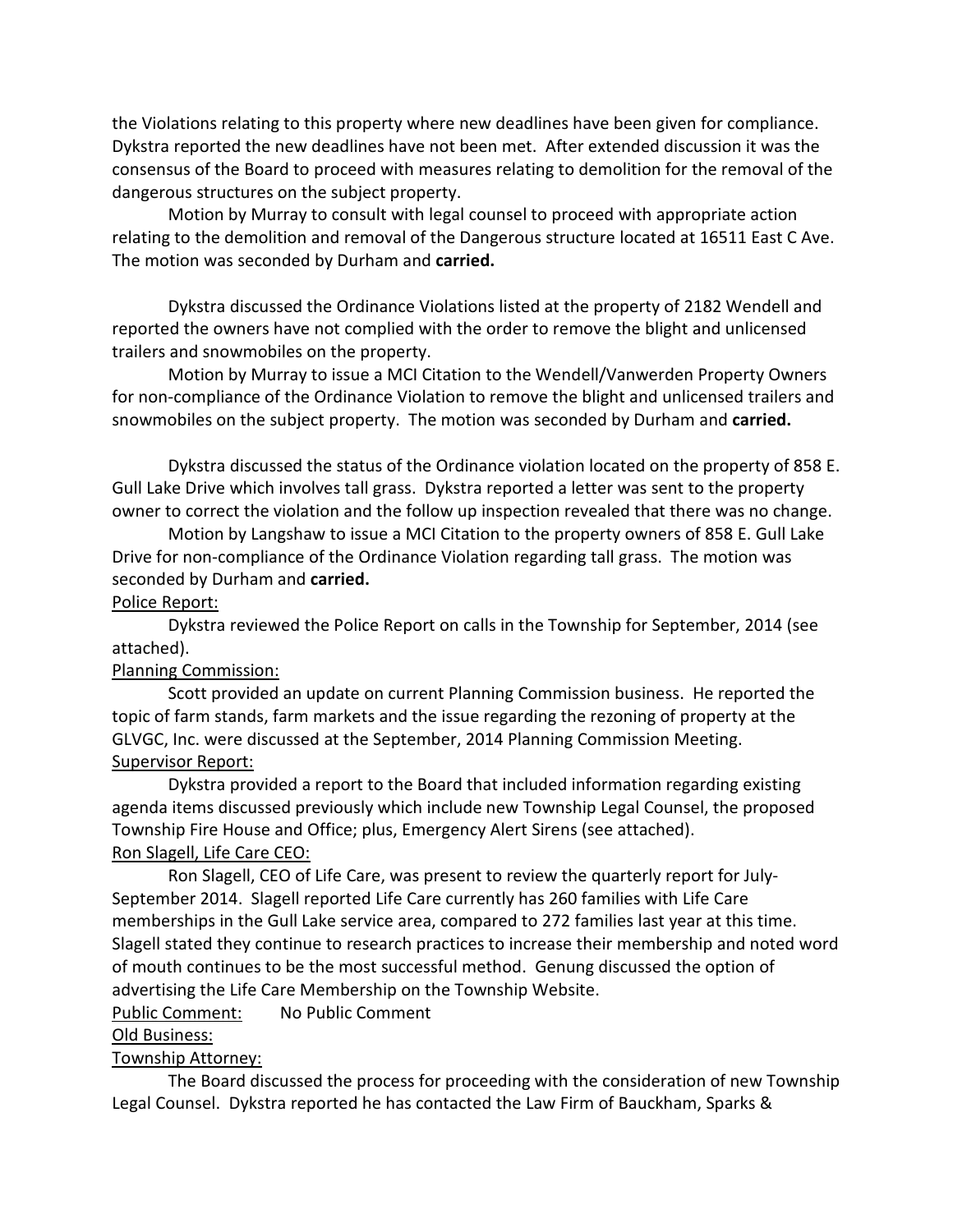the Violations relating to this property where new deadlines have been given for compliance. Dykstra reported the new deadlines have not been met. After extended discussion it was the consensus of the Board to proceed with measures relating to demolition for the removal of the dangerous structures on the subject property.

Motion by Murray to consult with legal counsel to proceed with appropriate action relating to the demolition and removal of the Dangerous structure located at 16511 East C Ave. The motion was seconded by Durham and **carried.**

Dykstra discussed the Ordinance Violations listed at the property of 2182 Wendell and reported the owners have not complied with the order to remove the blight and unlicensed trailers and snowmobiles on the property.

Motion by Murray to issue a MCI Citation to the Wendell/Vanwerden Property Owners for non-compliance of the Ordinance Violation to remove the blight and unlicensed trailers and snowmobiles on the subject property. The motion was seconded by Durham and **carried.**

Dykstra discussed the status of the Ordinance violation located on the property of 858 E. Gull Lake Drive which involves tall grass. Dykstra reported a letter was sent to the property owner to correct the violation and the follow up inspection revealed that there was no change.

Motion by Langshaw to issue a MCI Citation to the property owners of 858 E. Gull Lake Drive for non-compliance of the Ordinance Violation regarding tall grass. The motion was seconded by Durham and **carried.**

<u>Police Report:</u>

Dykstra reviewed the Police Report on calls in the Township for September, 2014 (see attached).

<u>Planning Commission:</u>

Scott provided an update on current Planning Commission business. He reported the topic of farm stands, farm markets and the issue regarding the rezoning of property at the GLVGC, Inc. were discussed at the September, 2014 Planning Commission Meeting.

<u>Supervisor Report:</u>

Dykstra provided a report to the Board that included information regarding existing agenda items discussed previously which include new Township Legal Counsel, the proposed Township Fire House and Office; plus, Emergency Alert Sirens (see attached).

<u>Ron Slagell, Life Care CEO:</u>

Ron Slagell, CEO of Life Care, was present to review the quarterly report for July-September 2014. Slagell reported Life Care currently has 260 families with Life Care memberships in the Gull Lake service area, compared to 272 families last year at this time. Slagell stated they continue to research practices to increase their membership and noted word of mouth continues to be the most successful method. Genung discussed the option of advertising the Life Care Membership on the Township Website.

<u>Public Comment:</u> No Public Comment

<u>Old Business:</u>

<u>Township Attorney:</u>

The Board discussed the process for proceeding with the consideration of new Township Legal Counsel. Dykstra reported he has contacted the Law Firm of Bauckham, Sparks &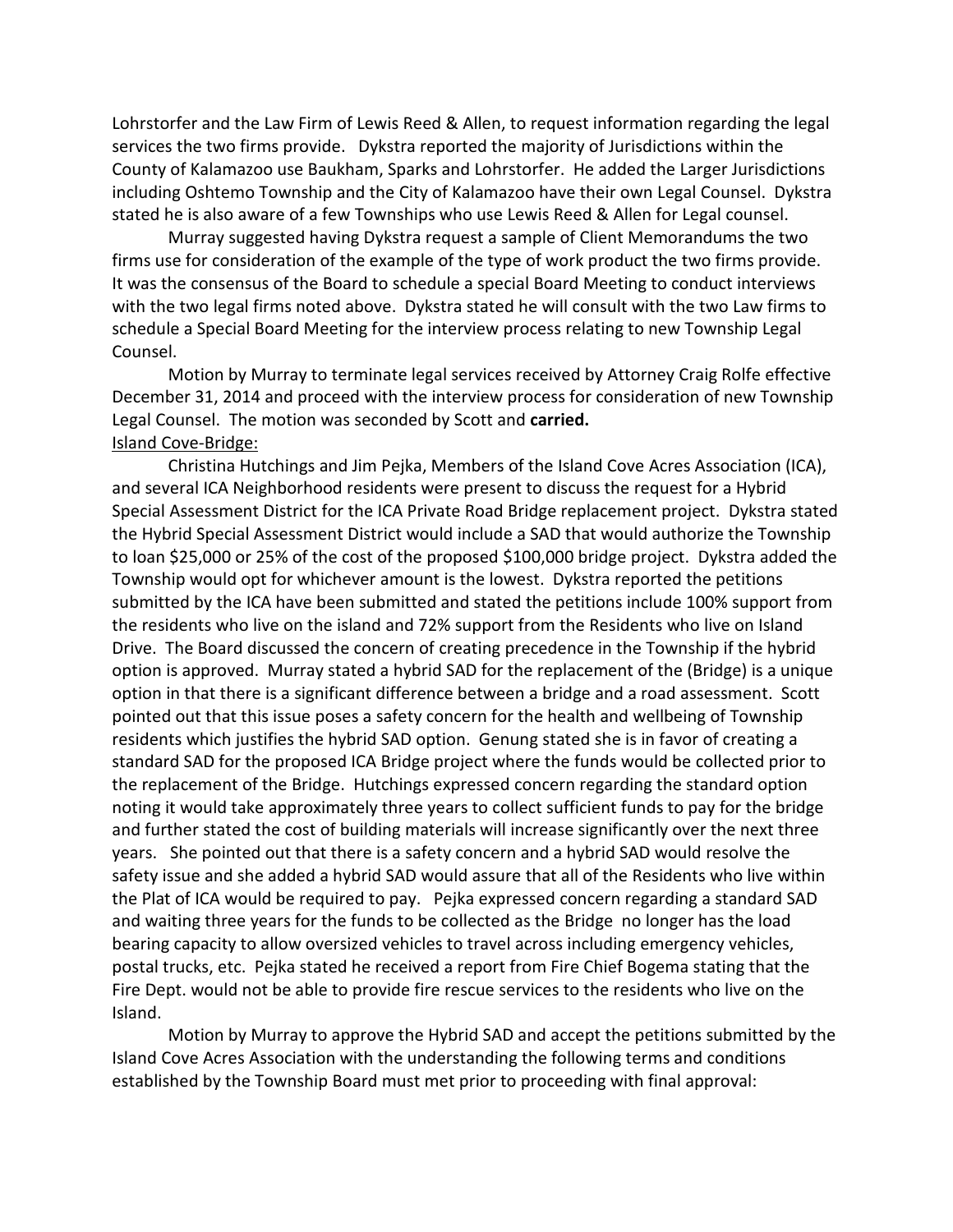Lohrstorfer and the Law Firm of Lewis Reed & Allen, to request information regarding the legal services the two firms provide. Dykstra reported the majority of Jurisdictions within the County of Kalamazoo use Baukham, Sparks and Lohrstorfer. He added the Larger Jurisdictions including Oshtemo Township and the City of Kalamazoo have their own Legal Counsel. Dykstra stated he is also aware of a few Townships who use Lewis Reed & Allen for Legal counsel.

Murray suggested having Dykstra request a sample of Client Memorandums the two firms use for consideration of the example of the type of work product the two firms provide. It was the consensus of the Board to schedule a special Board Meeting to conduct interviews with the two legal firms noted above. Dykstra stated he will consult with the two Law firms to schedule a Special Board Meeting for the interview process relating to new Township Legal Counsel.

Motion by Murray to terminate legal services received by Attorney Craig Rolfe effective December 31, 2014 and proceed with the interview process for consideration of new Township Legal Counsel. The motion was seconded by Scott and **carried.**

Island Cove-Bridge:

Christina Hutchings and Jim Pejka, Members of the Island Cove Acres Association (ICA), and several ICA Neighborhood residents were present to discuss the request for a Hybrid Special Assessment District for the ICA Private Road Bridge replacement project. Dykstra stated the Hybrid Special Assessment District would include a SAD that would authorize the Township to loan $25,000 or 25% of the cost of the proposed $100,000 bridge project. Dykstra added the Township would opt for whichever amount is the lowest. Dykstra reported the petitions submitted by the ICA have been submitted and stated the petitions include 100% support from the residents who live on the island and 72% support from the Residents who live on Island Drive. The Board discussed the concern of creating precedence in the Township if the hybrid option is approved. Murray stated a hybrid SAD for the replacement of the (Bridge) is a unique option in that there is a significant difference between a bridge and a road assessment. Scott pointed out that this issue poses a safety concern for the health and wellbeing of Township residents which justifies the hybrid SAD option. Genung stated she is in favor of creating a standard SAD for the proposed ICA Bridge project where the funds would be collected prior to the replacement of the Bridge. Hutchings expressed concern regarding the standard option noting it would take approximately three years to collect sufficient funds to pay for the bridge and further stated the cost of building materials will increase significantly over the next three years. She pointed out that there is a safety concern and a hybrid SAD would resolve the safety issue and she added a hybrid SAD would assure that all of the Residents who live within the Plat of ICA would be required to pay. Pejka expressed concern regarding a standard SAD and waiting three years for the funds to be collected as the Bridge no longer has the load bearing capacity to allow oversized vehicles to travel across including emergency vehicles, postal trucks, etc. Pejka stated he received a report from Fire Chief Bogema stating that the Fire Dept. would not be able to provide fire rescue services to the residents who live on the Island.

Motion by Murray to approve the Hybrid SAD and accept the petitions submitted by the Island Cove Acres Association with the understanding the following terms and conditions established by the Township Board must met prior to proceeding with final approval: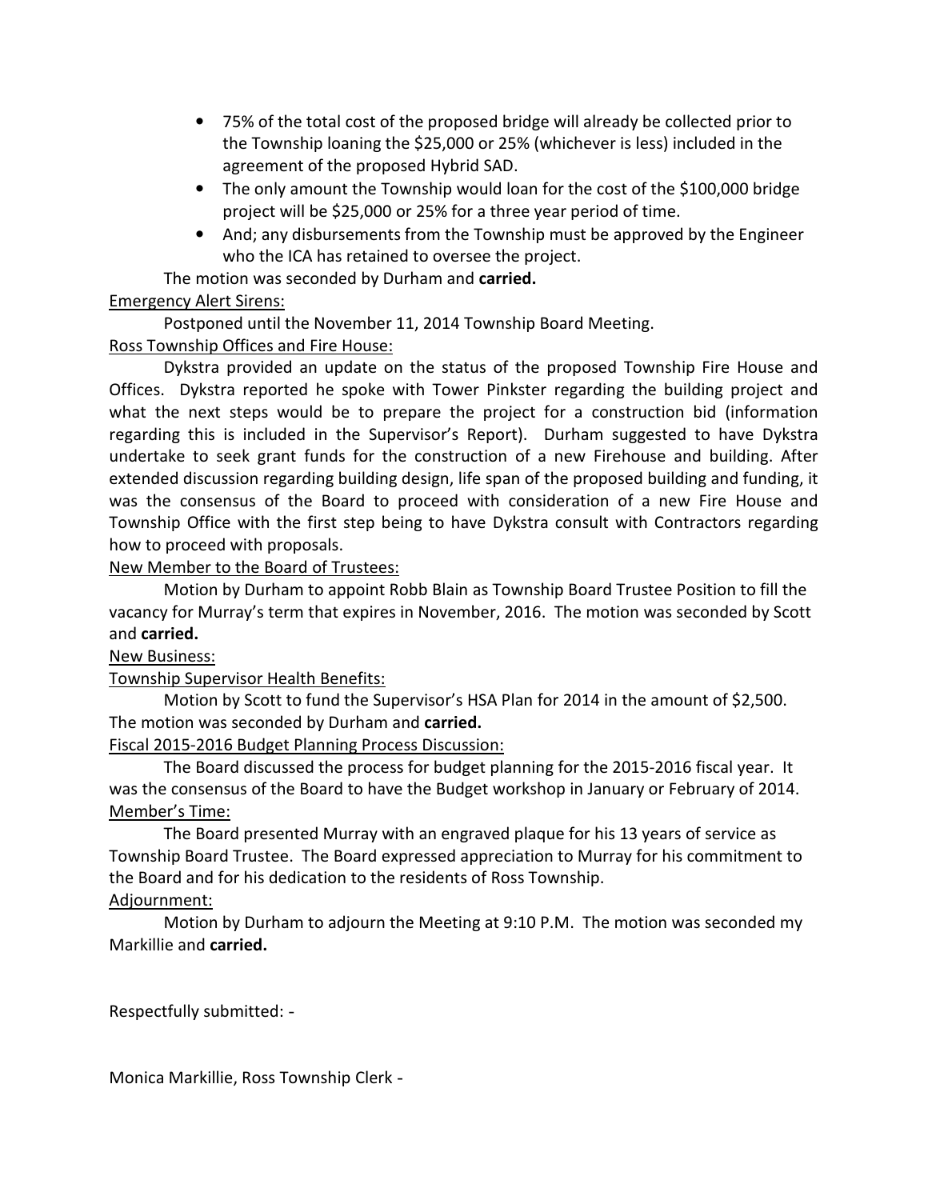- 75% of the total cost of the proposed bridge will already be collected prior to the Township loaning the $25,000 or 25% (whichever is less) included in the agreement of the proposed Hybrid SAD.
- The only amount the Township would loan for the cost of the $100,000 bridge project will be $25,000 or 25% for a three year period of time.
- And; any disbursements from the Township must be approved by the Engineer who the ICA has retained to oversee the project.

The motion was seconded by Durham and **carried.**

Emergency Alert Sirens:

Postponed until the November 11, 2014 Township Board Meeting.

Ross Township Offices and Fire House:

Dykstra provided an update on the status of the proposed Township Fire House and Offices. Dykstra reported he spoke with Tower Pinkster regarding the building project and what the next steps would be to prepare the project for a construction bid (information regarding this is included in the Supervisor's Report). Durham suggested to have Dykstra undertake to seek grant funds for the construction of a new Firehouse and building. After extended discussion regarding building design, life span of the proposed building and funding, it was the consensus of the Board to proceed with consideration of a new Fire House and Township Office with the first step being to have Dykstra consult with Contractors regarding how to proceed with proposals.

New Member to the Board of Trustees:

Motion by Durham to appoint Robb Blain as Township Board Trustee Position to fill the vacancy for Murray's term that expires in November, 2016. The motion was seconded by Scott and **carried.**

New Business:

Township Supervisor Health Benefits:

Motion by Scott to fund the Supervisor's HSA Plan for 2014 in the amount of $2,500. The motion was seconded by Durham and **carried.**

Fiscal 2015-2016 Budget Planning Process Discussion:

The Board discussed the process for budget planning for the 2015-2016 fiscal year. It was the consensus of the Board to have the Budget workshop in January or February of 2014.

Member's Time:

The Board presented Murray with an engraved plaque for his 13 years of service as Township Board Trustee. The Board expressed appreciation to Murray for his commitment to the Board and for his dedication to the residents of Ross Township.

Adjournment:

Motion by Durham to adjourn the Meeting at 9:10 P.M. The motion was seconded my Markillie and **carried.**

Respectfully submitted: -

Monica Markillie, Ross Township Clerk -